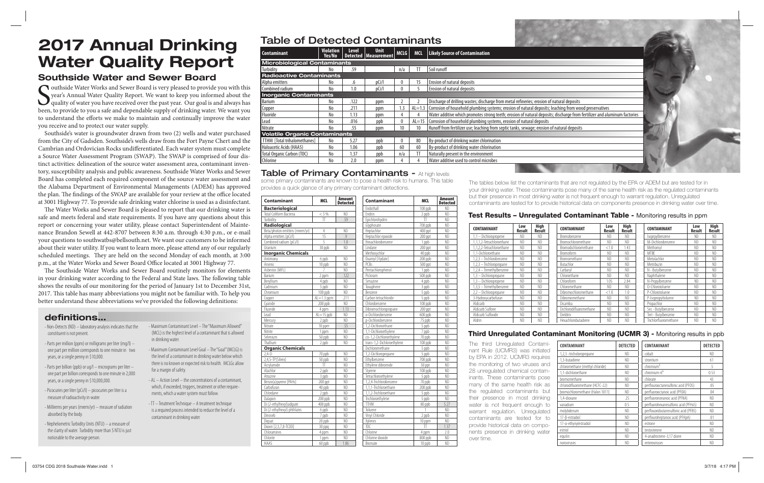# 2017 Annual Drinking Water Quality Report

## Southside Water and Sewer Board

Southside Water Works and Sewer Board is very pleased to provide you with this year's Annual Water Quality Report. We want to keep you informed about the quality of water you have received over the past year. Our goal is and always has been, to provide to you a safe and dependable supply of drinking water. We want you to understand the efforts we make to maintain and continually improve the water you receive and to protect our water supply.

Southside's water is groundwater drawn from two (2) wells and water purchased from the City of Gadsden. Southside's wells draw from the Fort Payne Chert and the Cambrian and Ordovician Rocks undifferentiated. Each water system must complete a Source Water Assessment Program (SWAP). The SWAP is comprised of four distinct activities: delineation of the source water assessment area, contaminant inventory, susceptibility analysis and public awareness. Southside Water Works and Sewer Board has completed each required component of the source water assessment and the Alabama Department of Environmental Managements (ADEM) has approved the plan. The findings of the SWAP are available for your review at the office located at 3001 Highway 77. To provide safe drinking water chlorine is used as a disinfectant.

The Water Works and Sewer Board is pleased to report that our drinking water is safe and meets federal and state requirements. If you have any questions about this report or concerning your water utility, please contact Superintendent of Maintenance Brandon Sewell at 442-8707 between 8:30 a.m. through 4:30 p.m., or e-mail your questions to southwatbs@bellsouth.net. We want our customers to be informed about their water utility. If you want to learn more, please attend any of our regularly scheduled meetings. They are held on the second Monday of each month, at 3:00 p.m., at the Water Works and Sewer Board Office located at 3001 Highway 77.

The Southside Water Works and Sewer Board routinely monitors for elements in your drinking water according to the Federal and State laws. The following table shows the results of our monitoring for the period of January 1st to December 31st, 2017. This table has many abbreviations you might not be familiar with. To help you better understand these abbreviations we've provided the following definitions:

### definitions...

- Non-Detects (ND) – laboratory analysis indicates that the constituent is not present.
- Parts per million (ppm) or milligrams per liter (mg/l) – one part per million corresponds to one minute in two years, or a single penny in $10,000.
- Parts per billion (ppb) or ug/l – micrograms per liter – one part per billion corresponds to one minute in 2,000 years, or a single penny in $10,000,000.
- Picocuries per liter (pCi/l) – picocuries per liter is a measure of radioactivity in water.
- Millirems per years (mrem/yr) – measure of radiation absorbed by the body.
- Nephelometric Turbidity Units (NTU) – a measure of the clarity of water. Turbidity more than 5 NTU is just noticeable to the average person.
- Maximum Contaminant Level – The "Maximum Allowed" (MCL) is the highest level of a contaminant that is allowed in drinking water.
- Maximum Contaminant Level Goal – The "Goal" (MCLG) is the level of a contaminant in drinking water below which there is no known or expected risk to health. MCLGs allow for a margin of safety.
- AL – Action Level – the concentrations of a contaminant, which, if exceeded, triggers, treatment or other requirements, which a water system must follow.
- TT – Treatment Technique – A treatment technique is a required process intended to reduce the level of a contaminant in drinking water.

## Table of Detected Contaminants

| Contaminant | Violation Yes/No | Level Detected | Unit Measurement | MCLG | MCL | Likely Source of Contamination |
|---|---|---|---|---|---|---|
| **Microbiological Contaminants** | | | | | | |
| Turbidity | No | .59 | | n/a | TT | Soil runoff |
| **Radioactive Contaminants** | | | | | | |
| Alpha emitters | No | .6 | pCi/l | 0 | 15 | Erosion of natural deposits |
| Combined radium | No | 1.0 | pCi/l | 0 | 5 | Erosion of natural deposits |
| **Inorganic Contaminants** | | | | | | |
| Barium | No | .122 | ppm | 2 | 2 | Discharge of drilling wastes; discharge from metal refineries; erosion of natural deposits |
| Copper | No | .211 | ppm | 1.3 | AL=1.3 | Corrosion of household plumbing systems; erosion of natural deposits; leaching from wood preservatives |
| Fluoride | No | 1.13 | ppm | 4 | 4 | Water additive which promotes strong teeth; erosion of natural deposits; discharge from fertilizer and aluminum factories |
| Lead | No | .016 | ppb | 0 | AL=15 | Corrosion of household plumbing systems, erosion of natural deposits |
| Nitrate | No | .55 | ppm | 10 | 10 | Runoff from fertilizer use; leaching from septic tanks, sewage; erosion of natural deposits |
| **Volatile Organic Contaminants** | | | | | | |
| TTHM [Total trihalomethanes] | No | 5.27 | ppb | 0 | 80 | By-product of drinking water chlorination |
| Haloacetic Acids (HAA5) | No | 1.06 | ppb | 60 | 60 | By-product of drinking water chlorination |
| Total Organic Carbon (TOC) | No | 1.37 | ppb | n/a | TT | Naturally present in the environment |
| Chlorine | No | 2.0 | ppm | 4 | 4 | Water additive used to control microbes |

## Table of Primary Contaminants - At high levels some primary contaminants are known to pose a health risk to humans. This table provides a quick glance of any primary contaminant detections.

| Contaminant | MCL | Amount Detected |
|---|---|---|
| **Bacteriological** | | |
| Total Coliform Bacteria | < 5 % | ND |
| Turbidity | TT | .59 |
| **Radiological** | | |
| Beta/photon emitters (mrem/yr) | 4 | ND |
| Alpha emitters (pCi/l) | 15 | .9 |
| Combined radium (pCi/l) | 5 | 1.0 |
| Uranium | 30 ppb | ND |
| **Inorganic Chemicals** | | |
| Antimony | 6 ppb | ND |
| Arsenic | 10 ppb | ND |
| Asbestos (MFL) | 7 | ND |
| Barium | 2 ppm | .122 |
| Beryllium | 4 ppb | ND |
| Cadmium | 5 ppb | ND |
| Chromium | 100 ppb | ND |
| Copper | AL=1.3 ppm | .211 |
| Cyanide | 200 ppb | ND |
| Fluoride | 4 ppm | 1.13 |
| Lead | AL=15 ppb | ND |
| Mercury | 2 ppb | ND |
| Nitrate | 10 ppm | .55 |
| Nitrite | 1 ppm | ND |
| Selenium | 50 ppb | ND |
| Thallium | 2 ppb | ND |
| **Organic Chemicals** | | |
| 2,4-D | 70 ppb | ND |
| 2,4,5-TP(Silvex) | 50 ppb | ND |
| Acrylamide | TT | ND |
| Alachlor | 2 ppb | ND |
| Atrazine | 3 ppb | ND |
| Benzo(a)pyrene [PAHs] | 200 ppt | ND |
| Carbofuran | 40 ppb | ND |
| Chlordane | 2 ppb | ND |
| Dalapon | 200 ppb | ND |
| Di (2-ethylhexyl)adipate | 400 ppb | ND |
| Di (2-ethylhexyl) phthlates | 6 ppb | ND |
| Dinoseb | 7 ppb | ND |
| Diquat | 20 ppb | ND |
| Dioxin [2,3,7,8-TCDD] | 30 ppq | ND |
| Chloramines | 4 ppm | ND |
| Chlorite | 1 ppm | ND |
| HAA5 | 60 ppb | 1.06 |
| Endothall | 100 ppb | ND |
| Endrin | 2 ppb | ND |
| Epichlorohydrin | TT | ND |
| Glyphosate | 700 ppb | ND |
| Heptachlor | 400 ppt | ND |
| Heptachlor epoxide | 200 ppt | ND |
| Hexachlorobenzene | 1 ppb | ND |
| Lindane | 200 ppt | ND |
| Methoxychlor | 40 ppb | ND |
| Oxamyl [Vydate] | 200 ppb | ND |
| PCBs | 500 ppt | ND |
| Pentachlorophenol | 1 ppb | ND |
| Picloram | 500 ppb | ND |
| Simazine | 4 ppb | ND |
| Toxaphene | 3 ppb | ND |
| Benzene | 5 ppb | ND |
| Carbon tetrachloride | 5 ppb | ND |
| Chlorobenzene | 100 ppb | ND |
| Dibromochloropropane | 200 ppt | ND |
| o-Dichlorobenzene | 600 ppb | ND |
| p-Dichlorobenzene | 75 ppb | ND |
| 1,2-Dichloroethane | 5 ppb | ND |
| 1,1-Dichloroethylene | 7 ppb | ND |
| cis-1,2-Dichloroethylene | 70 ppb | ND |
| trans-1,2-Dichloroethylene | 100 ppb | ND |
| Dichloromethane | 5 ppb | ND |
| 1,2-Dichloropropane | 5 ppb | ND |
| Ethylbenzene | 700 ppb | ND |
| Ethylene dibromide | 50 ppt | ND |
| Styrene | 100 ppb | ND |
| Tetrachloroethylene | 5 ppb | ND |
| 1,2,4-Trichlorobenzene | 70 ppb | ND |
| 1,1,1-Trichloroethane | 200 ppb | ND |
| 1,1,2-Trichloroethane | 5 ppb | ND |
| Trichloroethylene | 5 ppb | ND |
| TTHM | 80 ppb | 5.27 |
| Toluene | 1 | ND |
| Vinyl Chloride | 2 ppb | ND |
| Xylenes | 10 ppm | ND |
| TOC | TT | 1.37 |
| Chlorine | 4 ppm | 2.0 |
| Chlorine dioxide | 800 ppb | ND |
| Bromate | 10 ppb | ND |

The tables below list the contaminants that are not regulated by the EPA or ADEM but are tested for in your drinking water. These contaminants pose many of the same health risk as the regulated contaminants but their presence in most drinking water is not frequent enough to warrant regulation. Unregulated contaminants are tested for to provide historical data on components presence in drinking water over time.

## Test Results – Unregulated Contaminant Table - Monitoring results in ppm

| CONTAMINANT | Low Result | High Result |
|---|---|---|
| 1,1 – Dichloropropene | ND | ND |
| 1,1,1,2-Tetrachloroethane | ND | ND |
| 1,1,2,2-Tetrachloroethane | ND | ND |
| 1,1-Dichloroethane | ND | ND |
| 1,2,3 – Trichlorobenzene | ND | ND |
| 1,2,3 – Trichloropropane | ND | ND |
| 1,2,4 – Trimethylbenzene | ND | ND |
| 1,3 – Dichloropropane | ND | ND |
| 1,3 – Dichloropropene | ND | ND |
| 1,3,5 – Trimethylbenzene | ND | ND |
| 2,2 – Dichloropropane | ND | ND |
| 3-Hydroxycarbofuran | ND | ND |
| Aldicarb | ND | ND |
| Aldicarb Sulfone | ND | ND |
| Aldicarb Sulfoxide | ND | ND |
| Aldrin | ND | ND |
| Bromobenzene | ND | ND |
| Bromochloromethane | ND | ND |
| Bromodichloromethane | <1.0 | 1.43 |
| Bromoform | ND | ND |
| Bromomethane | ND | ND |
| Butachlor | ND | ND |
| Carbaryl | ND | ND |
| Chloroethane | ND | ND |
| Chloroform | 1.05 | 2.84 |
| Chloromethane | ND | ND |
| Dibromochloromethane | <1.0 | 1.0 |
| Dibromomethane | ND | ND |
| Dicamba | ND | ND |
| Dichlorodifluoromethane | ND | ND |
| Dieldrin | ND | ND |
| Hexachlorobutadiene | ND | ND |
| Isopropylbenzene | ND | ND |
| M-Dichlorobenzene | ND | ND |
| Methomyl | ND | ND |
| MTBE | ND | ND |
| Metolachlor | ND | ND |
| Metribuzin | ND | ND |
| N - Butylbenzene | ND | ND |
| Naphthalene | ND | ND |
| N-Propylbenzene | ND | ND |
| O-Chlorotoluene | ND | ND |
| P-Chlorotoluene | ND | ND |
| P-Isopropyltoluene | ND | ND |
| Propachlor | ND | ND |
| Sec - Butylbenzene | ND | ND |
| Tert - Butylbenzene | ND | ND |
| Trichlorfluoromethane | ND | ND |

## Third Unregulated Contaminant Monitoring (UCMR 3) - Monitoring results in ppb

The Third Unregulated Contaminant Rule (UCMR3) was initiated by EPA in 2012. UCMR3 requires the monitoring of two viruses and 28 unregulated chemical contaminants. These contaminants pose many of the same health risk as the regulated contaminants but their presence in most drinking water is not frequent enough to warrant regulation. Unregulated contaminants are tested for to provide historical data on components presence in drinking water over time.

| CONTAMINANT | DETECTED |
|---|---|
| 1,2,3 -tricholoropropane | ND |
| 1,3-butadiene | ND |
| chloromethane (methyl chloride) | ND |
| 1,1-dichloroethane | ND |
| bromomethane | ND |
| chlorodifluoromethane (HCFC-22) | ND |
| bromochloromethane (Halon 1011) | ND |
| 1,4-dioxane | .25 |
| vanadium | 0.5 |
| molybdenum | ND |
| 17-β-estradiol | ND |
| 17-α-ethynylestradiol | ND |
| estriol | ND |
| equilin | ND |
| noroviruses | ND |
| cobalt | ND |
| strontium | 61 |
| chromium[§] | .5 |
| chromium-6[^] | 0.53 |
| chlorate | 43 |
| perfluorooctanesulfonic acid (PFOS) | .05 |
| perfluorooctanoic acid (PFOA) | .04 |
| perfluorononanoic acid (PFNA) | ND |
| perfluorohexanesulfonic acid (PFHxS) | ND |
| perfluorobutanesulfonic acid (PFBS) | ND |
| perflourohepatanoic acid (PFHpA) | .01 |
| estrone | ND |
| testosterone | ND |
| 4-anadrostene-3,17 dione | ND |
| enteroviruses | ND |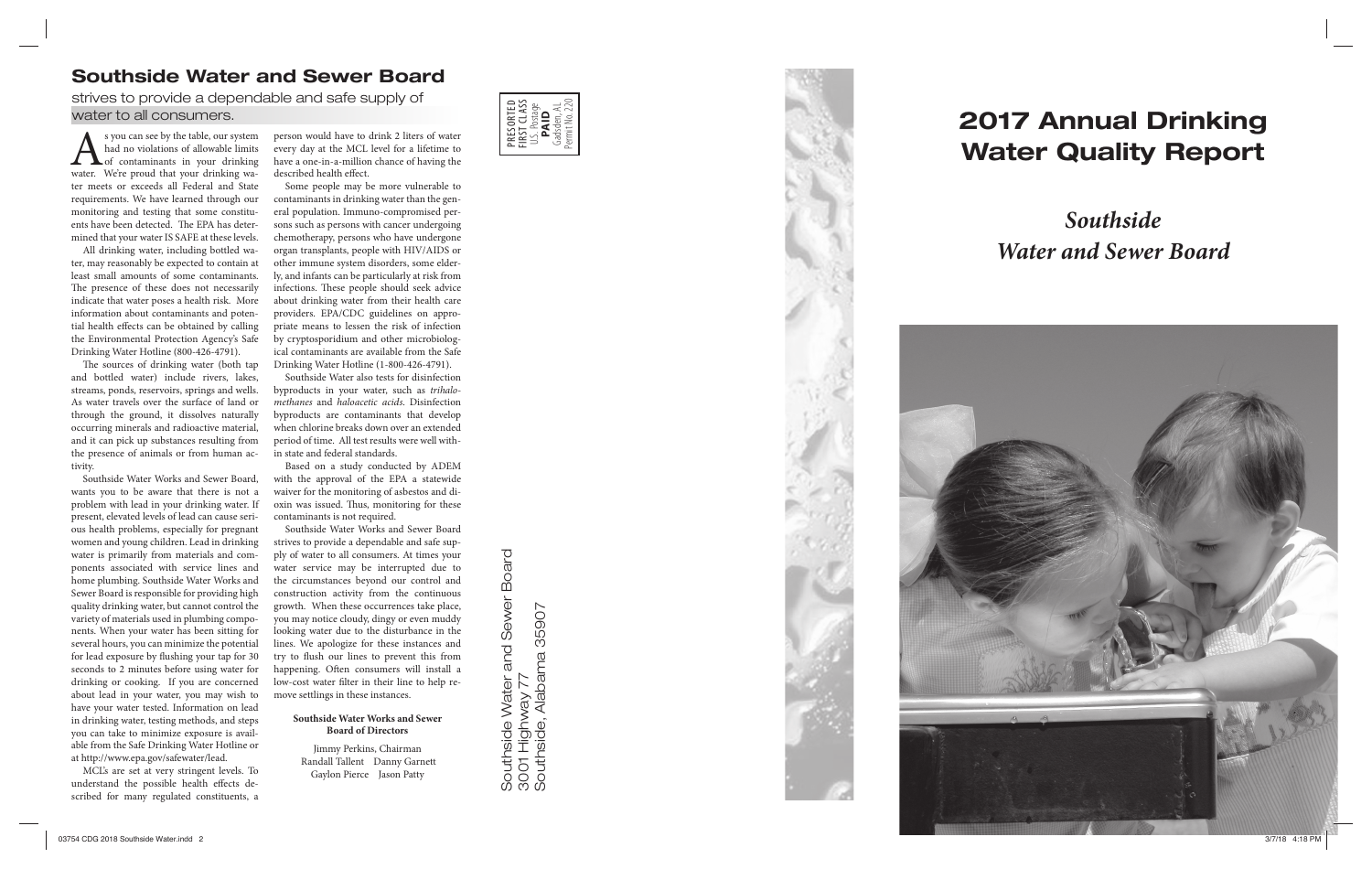## Southside Water and Sewer Board

strives to provide a dependable and safe supply of water to all consumers.

As you can see by the table, our system had no violations of allowable limits of contaminants in your drinking water. We're proud that your drinking water meets or exceeds all Federal and State requirements. We have learned through our monitoring and testing that some constituents have been detected. The EPA has determined that your water IS SAFE at these levels.

All drinking water, including bottled water, may reasonably be expected to contain at least small amounts of some contaminants. The presence of these does not necessarily indicate that water poses a health risk. More information about contaminants and potential health effects can be obtained by calling the Environmental Protection Agency's Safe Drinking Water Hotline (800-426-4791).

The sources of drinking water (both tap and bottled water) include rivers, lakes, streams, ponds, reservoirs, springs and wells. As water travels over the surface of land or through the ground, it dissolves naturally occurring minerals and radioactive material, and it can pick up substances resulting from the presence of animals or from human activity.

Southside Water Works and Sewer Board, wants you to be aware that there is not a problem with lead in your drinking water. If present, elevated levels of lead can cause serious health problems, especially for pregnant women and young children. Lead in drinking water is primarily from materials and components associated with service lines and home plumbing. Southside Water Works and Sewer Board is responsible for providing high quality drinking water, but cannot control the variety of materials used in plumbing components. When your water has been sitting for several hours, you can minimize the potential for lead exposure by flushing your tap for 30 seconds to 2 minutes before using water for drinking or cooking. If you are concerned about lead in your water, you may wish to have your water tested. Information on lead in drinking water, testing methods, and steps you can take to minimize exposure is available from the Safe Drinking Water Hotline or at http://www.epa.gov/safewater/lead.

MCL's are set at very stringent levels. To understand the possible health effects described for many regulated constituents, a person would have to drink 2 liters of water every day at the MCL level for a lifetime to have a one-in-a-million chance of having the described health effect.

Some people may be more vulnerable to contaminants in drinking water than the general population. Immuno-compromised persons such as persons with cancer undergoing chemotherapy, persons who have undergone organ transplants, people with HIV/AIDS or other immune system disorders, some elderly, and infants can be particularly at risk from infections. These people should seek advice about drinking water from their health care providers. EPA/CDC guidelines on appropriate means to lessen the risk of infection by cryptosporidium and other microbiological contaminants are available from the Safe Drinking Water Hotline (1-800-426-4791).

Southside Water also tests for disinfection byproducts in your water, such as *trihalomethanes* and *haloacetic acids*. Disinfection byproducts are contaminants that develop when chlorine breaks down over an extended period of time. All test results were well within state and federal standards.

Based on a study conducted by ADEM with the approval of the EPA a statewide waiver for the monitoring of asbestos and dioxin was issued. Thus, monitoring for these contaminants is not required.

Southside Water Works and Sewer Board strives to provide a dependable and safe supply of water to all consumers. At times your water service may be interrupted due to the circumstances beyond our control and construction activity from the continuous growth. When these occurrences take place, you may notice cloudy, dingy or even muddy looking water due to the disturbance in the lines. We apologize for these instances and try to flush our lines to prevent this from happening. Often consumers will install a low-cost water filter in their line to help remove settlings in these instances.

**Southside Water Works and Sewer Board of Directors**

Jimmy Perkins, Chairman
Randall Tallent Danny Garnett
Gaylon Pierce Jason Patty

PRESORTED
FIRST CLASS
U.S. Postage
**PAID**
Gadsden, AL
Permit No. 220

Southside Water and Sewer Board
3001 Highway 77
Southside, Alabama 35907

# 2017 Annual Drinking Water Quality Report

## *Southside Water and Sewer Board*